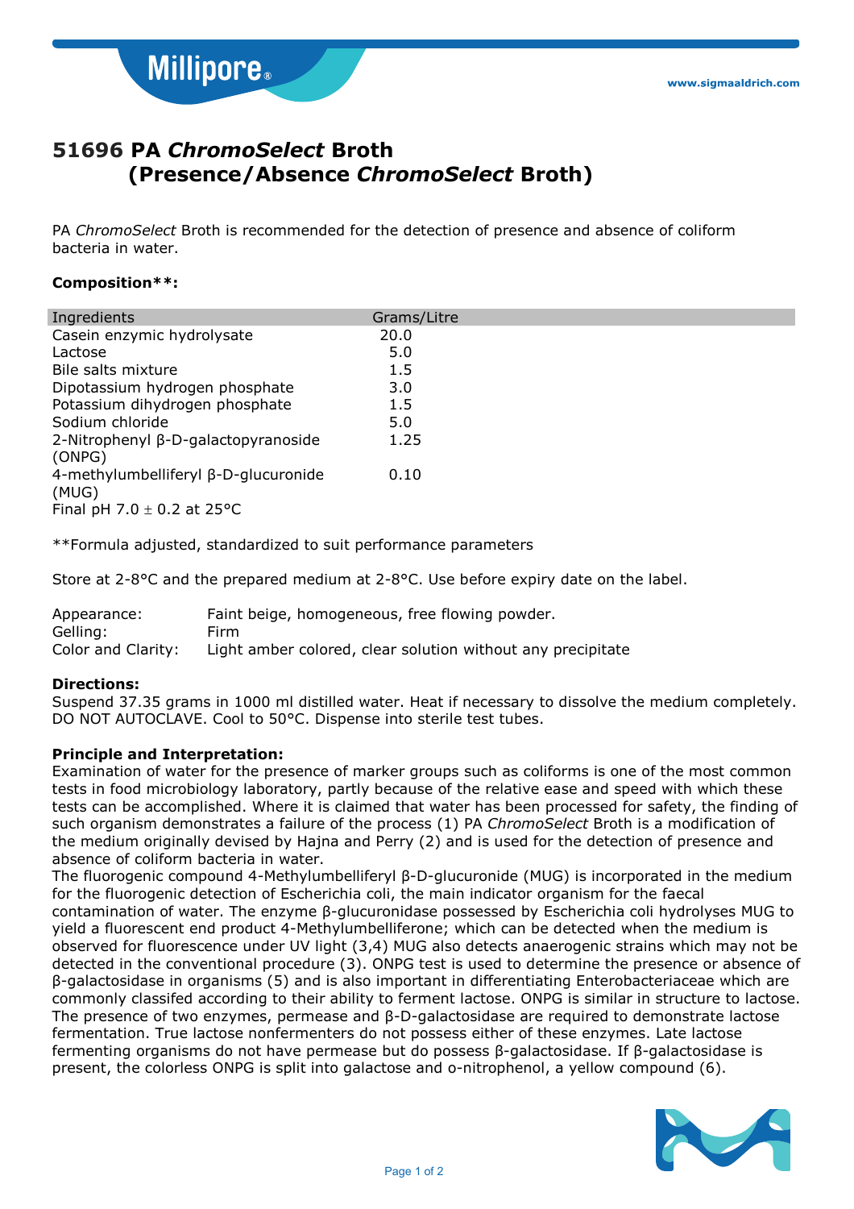# 51696 PA *ChromoSelect* Broth (Presence/Absence *ChromoSelect* Broth)

PA *ChromoSelect* Broth is recommended for the detection of presence and absence of coliform bacteria in water.

**Composition\*\*:**

| Ingredients | Grams/Litre |
|---|---|
| Casein enzymic hydrolysate | 20.0 |
| Lactose | 5.0 |
| Bile salts mixture | 1.5 |
| Dipotassium hydrogen phosphate | 3.0 |
| Potassium dihydrogen phosphate | 1.5 |
| Sodium chloride | 5.0 |
| 2-Nitrophenyl β-D-galactopyranoside (ONPG) | 1.25 |
| 4-methylumbelliferyl β-D-glucuronide (MUG) | 0.10 |

Final pH 7.0 ± 0.2 at 25°C

**Formula adjusted, standardized to suit performance parameters

Store at 2-8°C and the prepared medium at 2-8°C. Use before expiry date on the label.

Appearance: Faint beige, homogeneous, free flowing powder.
Gelling: Firm
Color and Clarity: Light amber colored, clear solution without any precipitate

**Directions:**
Suspend 37.35 grams in 1000 ml distilled water. Heat if necessary to dissolve the medium completely. DO NOT AUTOCLAVE. Cool to 50°C. Dispense into sterile test tubes.

**Principle and Interpretation:**
Examination of water for the presence of marker groups such as coliforms is one of the most common tests in food microbiology laboratory, partly because of the relative ease and speed with which these tests can be accomplished. Where it is claimed that water has been processed for safety, the finding of such organism demonstrates a failure of the process (1) PA *ChromoSelect* Broth is a modification of the medium originally devised by Hajna and Perry (2) and is used for the detection of presence and absence of coliform bacteria in water.
The fluorogenic compound 4-Methylumbelliferyl β-D-glucuronide (MUG) is incorporated in the medium for the fluorogenic detection of Escherichia coli, the main indicator organism for the faecal contamination of water. The enzyme β-glucuronidase possessed by Escherichia coli hydrolyses MUG to yield a fluorescent end product 4-Methylumbelliferone; which can be detected when the medium is observed for fluorescence under UV light (3,4) MUG also detects anaerogenic strains which may not be detected in the conventional procedure (3). ONPG test is used to determine the presence or absence of β-galactosidase in organisms (5) and is also important in differentiating Enterobacteriaceae which are commonly classifed according to their ability to ferment lactose. ONPG is similar in structure to lactose. The presence of two enzymes, permease and β-D-galactosidase are required to demonstrate lactose fermentation. True lactose nonfermenters do not possess either of these enzymes. Late lactose fermenting organisms do not have permease but do possess β-galactosidase. If β-galactosidase is present, the colorless ONPG is split into galactose and o-nitrophenol, a yellow compound (6).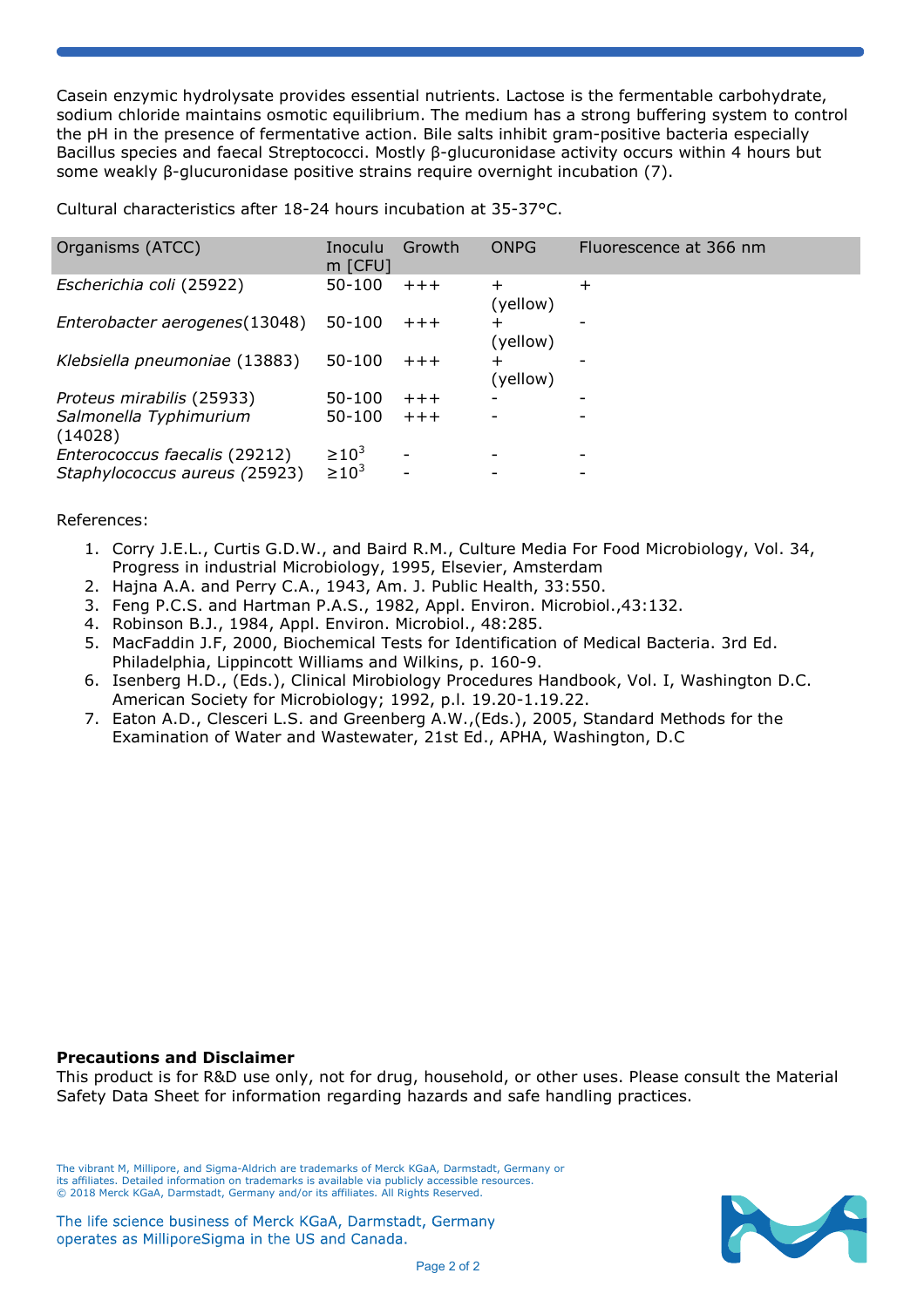Casein enzymic hydrolysate provides essential nutrients. Lactose is the fermentable carbohydrate, sodium chloride maintains osmotic equilibrium. The medium has a strong buffering system to control the pH in the presence of fermentative action. Bile salts inhibit gram-positive bacteria especially Bacillus species and faecal Streptococci. Mostly β-glucuronidase activity occurs within 4 hours but some weakly β-glucuronidase positive strains require overnight incubation (7).

Cultural characteristics after 18-24 hours incubation at 35-37°C.

| Organisms (ATCC) | Inoculum [CFU] | Growth | ONPG | Fluorescence at 366 nm |
|---|---|---|---|---|
| *Escherichia coli* (25922) | 50-100 | +++ | + (yellow) | + |
| *Enterobacter aerogenes*(13048) | 50-100 | +++ | + (yellow) | - |
| *Klebsiella pneumoniae* (13883) | 50-100 | +++ | + (yellow) | - |
| *Proteus mirabilis* (25933) | 50-100 | +++ | - | - |
| *Salmonella Typhimurium* (14028) | 50-100 | +++ | - | - |
| *Enterococcus faecalis* (29212) | $\geq 10^3$ | - | - | - |
| *Staphylococcus aureus* (25923) | $\geq 10^3$ | - | - | - |

References:

1. Corry J.E.L., Curtis G.D.W., and Baird R.M., Culture Media For Food Microbiology, Vol. 34, Progress in industrial Microbiology, 1995, Elsevier, Amsterdam
2. Hajna A.A. and Perry C.A., 1943, Am. J. Public Health, 33:550.
3. Feng P.C.S. and Hartman P.A.S., 1982, Appl. Environ. Microbiol.,43:132.
4. Robinson B.J., 1984, Appl. Environ. Microbiol., 48:285.
5. MacFaddin J.F, 2000, Biochemical Tests for Identification of Medical Bacteria. 3rd Ed. Philadelphia, Lippincott Williams and Wilkins, p. 160-9.
6. Isenberg H.D., (Eds.), Clinical Mirobiology Procedures Handbook, Vol. I, Washington D.C. American Society for Microbiology; 1992, p.l. 19.20-1.19.22.
7. Eaton A.D., Clesceri L.S. and Greenberg A.W.,(Eds.), 2005, Standard Methods for the Examination of Water and Wastewater, 21st Ed., APHA, Washington, D.C

**Precautions and Disclaimer**

This product is for R&D use only, not for drug, household, or other uses. Please consult the Material Safety Data Sheet for information regarding hazards and safe handling practices.

The vibrant M, Millipore, and Sigma-Aldrich are trademarks of Merck KGaA, Darmstadt, Germany or its affiliates. Detailed information on trademarks is available via publicly accessible resources.
© 2018 Merck KGaA, Darmstadt, Germany and/or its affiliates. All Rights Reserved.

The life science business of Merck KGaA, Darmstadt, Germany operates as MilliporeSigma in the US and Canada.